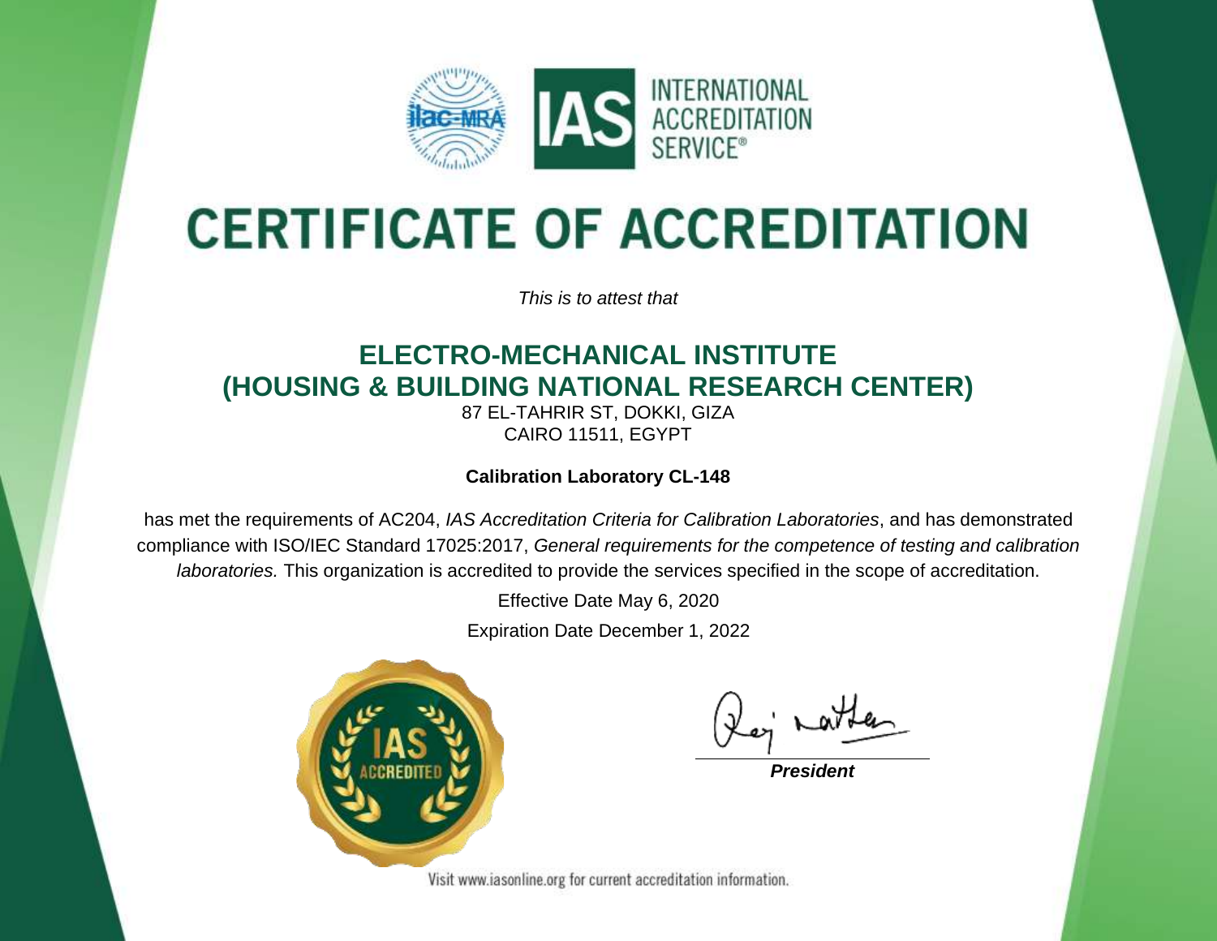INTERNATIONAL ACCREDITATION SERVICE®

# CERTIFICATE OF ACCREDITATION

*This is to attest that*

## ELECTRO-MECHANICAL INSTITUTE (HOUSING & BUILDING NATIONAL RESEARCH CENTER)

87 EL-TAHRIR ST, DOKKI, GIZA
CAIRO 11511, EGYPT

**Calibration Laboratory CL-148**

has met the requirements of AC204, *IAS Accreditation Criteria for Calibration Laboratories*, and has demonstrated compliance with ISO/IEC Standard 17025:2017, *General requirements for the competence of testing and calibration laboratories.* This organization is accredited to provide the services specified in the scope of accreditation.

Effective Date May 6, 2020

Expiration Date December 1, 2022

IAS ACCREDITED

***President***

Visit www.iasonline.org for current accreditation information.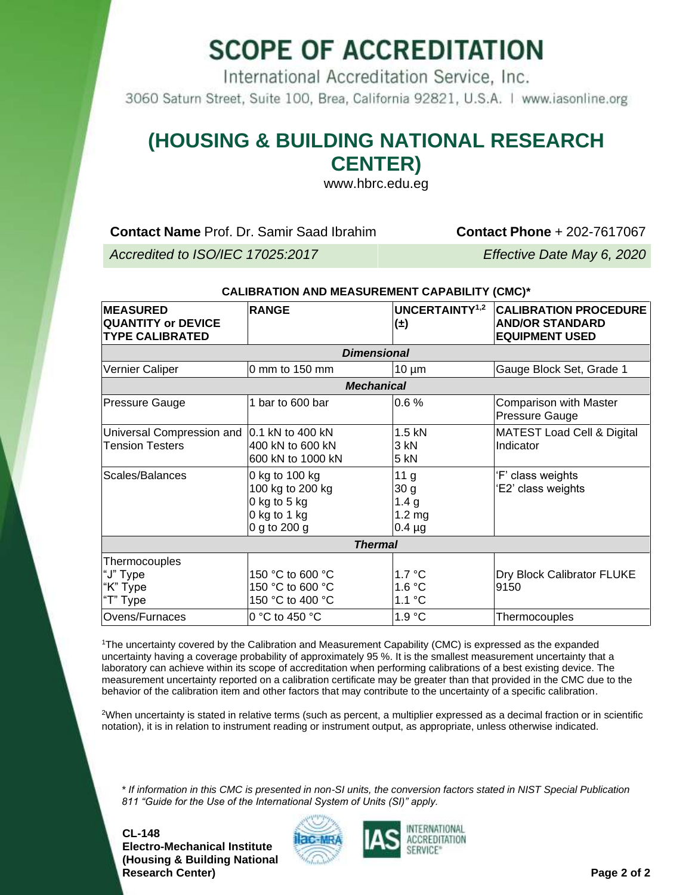# SCOPE OF ACCREDITATION

International Accreditation Service, Inc.

3060 Saturn Street, Suite 100, Brea, California 92821, U.S.A. | www.iasonline.org

## (HOUSING & BUILDING NATIONAL RESEARCH CENTER)

www.hbrc.edu.eg

**Contact Name** Prof. Dr. Samir Saad Ibrahim **Contact Phone** + 202-7617067

*Accredited to ISO/IEC 17025:2017* *Effective Date May 6, 2020*

**CALIBRATION AND MEASUREMENT CAPABILITY (CMC)***

| MEASURED QUANTITY or DEVICE TYPE CALIBRATED | RANGE | UNCERTAINTY[1,2] (±) | CALIBRATION PROCEDURE AND/OR STANDARD EQUIPMENT USED |
|---|---|---|---|
| ***Dimensional*** | | | |
| Vernier Caliper | 0 mm to 150 mm | 10 µm | Gauge Block Set, Grade 1 |
| ***Mechanical*** | | | |
| Pressure Gauge | 1 bar to 600 bar | 0.6 % | Comparison with Master Pressure Gauge |
| Universal Compression and Tension Testers | 0.1 kN to 400 kN<br>400 kN to 600 kN<br>600 kN to 1000 kN | 1.5 kN<br>3 kN<br>5 kN | MATEST Load Cell & Digital Indicator |
| Scales/Balances | 0 kg to 100 kg<br>100 kg to 200 kg<br>0 kg to 5 kg<br>0 kg to 1 kg<br>0 g to 200 g | 11 g<br>30 g<br>1.4 g<br>1.2 mg<br>0.4 µg | 'F' class weights<br>'E2' class weights |
| ***Thermal*** | | | |
| Thermocouples<br>"J" Type<br>"K" Type<br>"T" Type | <br>150 °C to 600 °C<br>150 °C to 600 °C<br>150 °C to 400 °C | <br>1.7 °C<br>1.6 °C<br>1.1 °C | Dry Block Calibrator FLUKE 9150 |
| Ovens/Furnaces | 0 °C to 450 °C | 1.9 °C | Thermocouples |

[1]The uncertainty covered by the Calibration and Measurement Capability (CMC) is expressed as the expanded uncertainty having a coverage probability of approximately 95 %. It is the smallest measurement uncertainty that a laboratory can achieve within its scope of accreditation when performing calibrations of a best existing device. The measurement uncertainty reported on a calibration certificate may be greater than that provided in the CMC due to the behavior of the calibration item and other factors that may contribute to the uncertainty of a specific calibration.

[2]When uncertainty is stated in relative terms (such as percent, a multiplier expressed as a decimal fraction or in scientific notation), it is in relation to instrument reading or instrument output, as appropriate, unless otherwise indicated.

*\* If information in this CMC is presented in non-SI units, the conversion factors stated in NIST Special Publication 811 "Guide for the Use of the International System of Units (SI)" apply.*

**CL-148**
**Electro-Mechanical Institute**
**(Housing & Building National Research Center)**